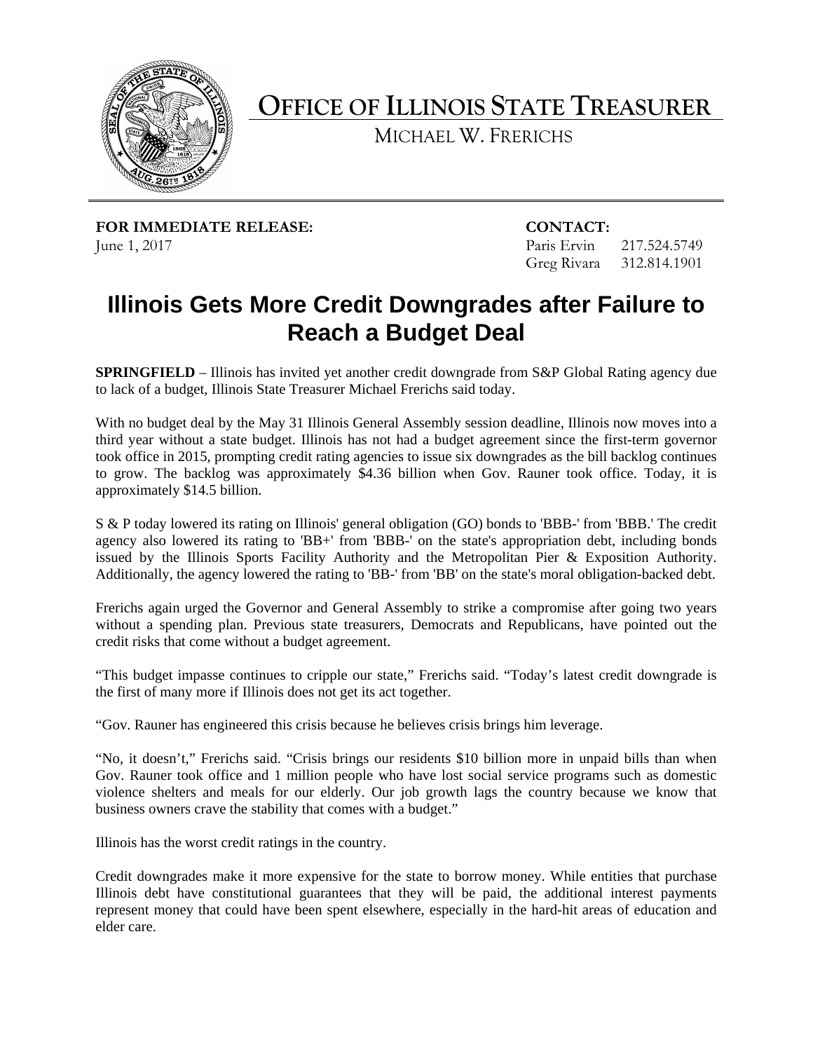# OFFICE OF ILLINOIS STATE TREASURER

MICHAEL W. FRERICHS

**FOR IMMEDIATE RELEASE:**
June 1, 2017

**CONTACT:**
Paris Ervin 217.524.5749
Greg Rivara 312.814.1901

## Illinois Gets More Credit Downgrades after Failure to Reach a Budget Deal

**SPRINGFIELD** – Illinois has invited yet another credit downgrade from S&P Global Rating agency due to lack of a budget, Illinois State Treasurer Michael Frerichs said today.

With no budget deal by the May 31 Illinois General Assembly session deadline, Illinois now moves into a third year without a state budget. Illinois has not had a budget agreement since the first-term governor took office in 2015, prompting credit rating agencies to issue six downgrades as the bill backlog continues to grow. The backlog was approximately $4.36 billion when Gov. Rauner took office. Today, it is approximately $14.5 billion.

S & P today lowered its rating on Illinois' general obligation (GO) bonds to 'BBB-' from 'BBB.' The credit agency also lowered its rating to 'BB+' from 'BBB-' on the state's appropriation debt, including bonds issued by the Illinois Sports Facility Authority and the Metropolitan Pier & Exposition Authority. Additionally, the agency lowered the rating to 'BB-' from 'BB' on the state's moral obligation-backed debt.

Frerichs again urged the Governor and General Assembly to strike a compromise after going two years without a spending plan. Previous state treasurers, Democrats and Republicans, have pointed out the credit risks that come without a budget agreement.

"This budget impasse continues to cripple our state," Frerichs said. "Today's latest credit downgrade is the first of many more if Illinois does not get its act together.

"Gov. Rauner has engineered this crisis because he believes crisis brings him leverage.

"No, it doesn't," Frerichs said. "Crisis brings our residents $10 billion more in unpaid bills than when Gov. Rauner took office and 1 million people who have lost social service programs such as domestic violence shelters and meals for our elderly. Our job growth lags the country because we know that business owners crave the stability that comes with a budget."

Illinois has the worst credit ratings in the country.

Credit downgrades make it more expensive for the state to borrow money. While entities that purchase Illinois debt have constitutional guarantees that they will be paid, the additional interest payments represent money that could have been spent elsewhere, especially in the hard-hit areas of education and elder care.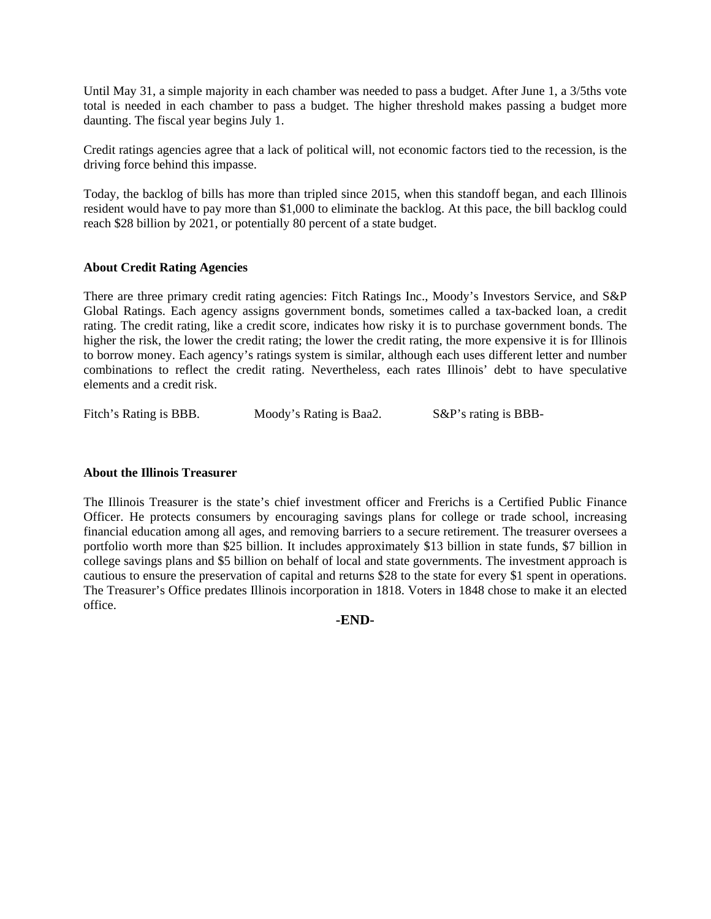Until May 31, a simple majority in each chamber was needed to pass a budget. After June 1, a 3/5ths vote total is needed in each chamber to pass a budget. The higher threshold makes passing a budget more daunting. The fiscal year begins July 1.

Credit ratings agencies agree that a lack of political will, not economic factors tied to the recession, is the driving force behind this impasse.

Today, the backlog of bills has more than tripled since 2015, when this standoff began, and each Illinois resident would have to pay more than $1,000 to eliminate the backlog. At this pace, the bill backlog could reach $28 billion by 2021, or potentially 80 percent of a state budget.

**About Credit Rating Agencies**

There are three primary credit rating agencies: Fitch Ratings Inc., Moody's Investors Service, and S&P Global Ratings. Each agency assigns government bonds, sometimes called a tax-backed loan, a credit rating. The credit rating, like a credit score, indicates how risky it is to purchase government bonds. The higher the risk, the lower the credit rating; the lower the credit rating, the more expensive it is for Illinois to borrow money. Each agency's ratings system is similar, although each uses different letter and number combinations to reflect the credit rating. Nevertheless, each rates Illinois' debt to have speculative elements and a credit risk.

Fitch's Rating is BBB. Moody's Rating is Baa2. S&P's rating is BBB-

**About the Illinois Treasurer**

The Illinois Treasurer is the state's chief investment officer and Frerichs is a Certified Public Finance Officer. He protects consumers by encouraging savings plans for college or trade school, increasing financial education among all ages, and removing barriers to a secure retirement. The treasurer oversees a portfolio worth more than $25 billion. It includes approximately $13 billion in state funds, $7 billion in college savings plans and $5 billion on behalf of local and state governments. The investment approach is cautious to ensure the preservation of capital and returns $28 to the state for every $1 spent in operations. The Treasurer's Office predates Illinois incorporation in 1818. Voters in 1848 chose to make it an elected office.

**-END-**